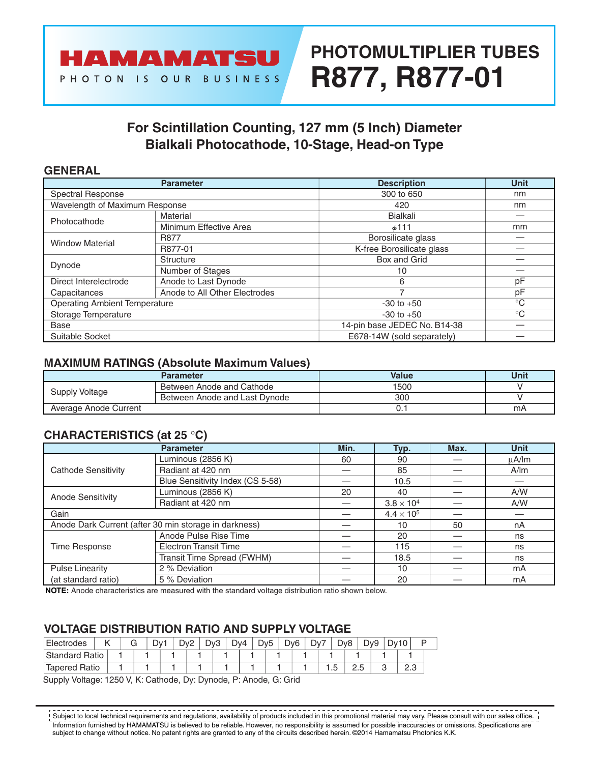HAMAMATSU

PHOTON IS OUR BUSINESS

# PHOTOMULTIPLIER TUBES R877, R877-01

## For Scintillation Counting, 127 mm (5 Inch) Diameter Bialkali Photocathode, 10-Stage, Head-on Type

### GENERAL

| Parameter | | Description | Unit |
|---|---|---|---|
| Spectral Response | | 300 to 650 | nm |
| Wavelength of Maximum Response | | 420 | nm |
| Photocathode | Material | Bialkali | — |
| | Minimum Effective Area | $\phi$111 | mm |
| Window Material | R877 | Borosilicate glass | — |
| | R877-01 | K-free Borosilicate glass | — |
| Dynode | Structure | Box and Grid | — |
| | Number of Stages | 10 | — |
| Direct Interelectrode Capacitances | Anode to Last Dynode | 6 | pF |
| | Anode to All Other Electrodes | 7 | pF |
| Operating Ambient Temperature | | -30 to +50 | °C |
| Storage Temperature | | -30 to +50 | °C |
| Base | | 14-pin base JEDEC No. B14-38 | — |
| Suitable Socket | | E678-14W (sold separately) | — |

### MAXIMUM RATINGS (Absolute Maximum Values)

| Parameter | | Value | Unit |
|---|---|---|---|
| Supply Voltage | Between Anode and Cathode | 1500 | V |
| | Between Anode and Last Dynode | 300 | V |
| Average Anode Current | | 0.1 | mA |

### CHARACTERISTICS (at 25 °C)

| Parameter | | Min. | Typ. | Max. | Unit |
|---|---|---|---|---|---|
| Cathode Sensitivity | Luminous (2856 K) | 60 | 90 | — | µA/lm |
| | Radiant at 420 nm | — | 85 | — | A/lm |
| | Blue Sensitivity Index (CS 5-58) | — | 10.5 | — | — |
| Anode Sensitivity | Luminous (2856 K) | 20 | 40 | — | A/W |
| | Radiant at 420 nm | — | $3.8 \times 10^4$ | — | A/W |
| Gain | | — | $4.4 \times 10^5$ | — | — |
| Anode Dark Current (after 30 min storage in darkness) | | — | 10 | 50 | nA |
| Time Response | Anode Pulse Rise Time | — | 20 | — | ns |
| | Electron Transit Time | — | 115 | — | ns |
| | Transit Time Spread (FWHM) | — | 18.5 | — | ns |
| Pulse Linearity (at standard ratio) | 2 % Deviation | — | 10 | — | mA |
| | 5 % Deviation | — | 20 | — | mA |

**NOTE:** Anode characteristics are measured with the standard voltage distribution ratio shown below.

### VOLTAGE DISTRIBUTION RATIO AND SUPPLY VOLTAGE

| Electrodes | K–G | G–Dy1 | Dy1–Dy2 | Dy2–Dy3 | Dy3–Dy4 | Dy4–Dy5 | Dy5–Dy6 | Dy6–Dy7 | Dy7–Dy8 | Dy8–Dy9 | Dy9–Dy10 | Dy10–P |
|---|---|---|---|---|---|---|---|---|---|---|---|---|
| Standard Ratio | 1 | 1 | 1 | 1 | 1 | 1 | 1 | 1 | 1 | 1 | 1 | 1 |
| Tapered Ratio | 1 | 1 | 1 | 1 | 1 | 1 | 1 | 1 | 1.5 | 2.5 | 3 | 2.3 |

Supply Voltage: 1250 V, K: Cathode, Dy: Dynode, P: Anode, G: Grid

Subject to local technical requirements and regulations, availability of products included in this promotional material may vary. Please consult with our sales office. Information furnished by HAMAMATSU is believed to be reliable. However, no responsibility is assumed for possible inaccuracies or omissions. Specifications are subject to change without notice. No patent rights are granted to any of the circuits described herein. ©2014 Hamamatsu Photonics K.K.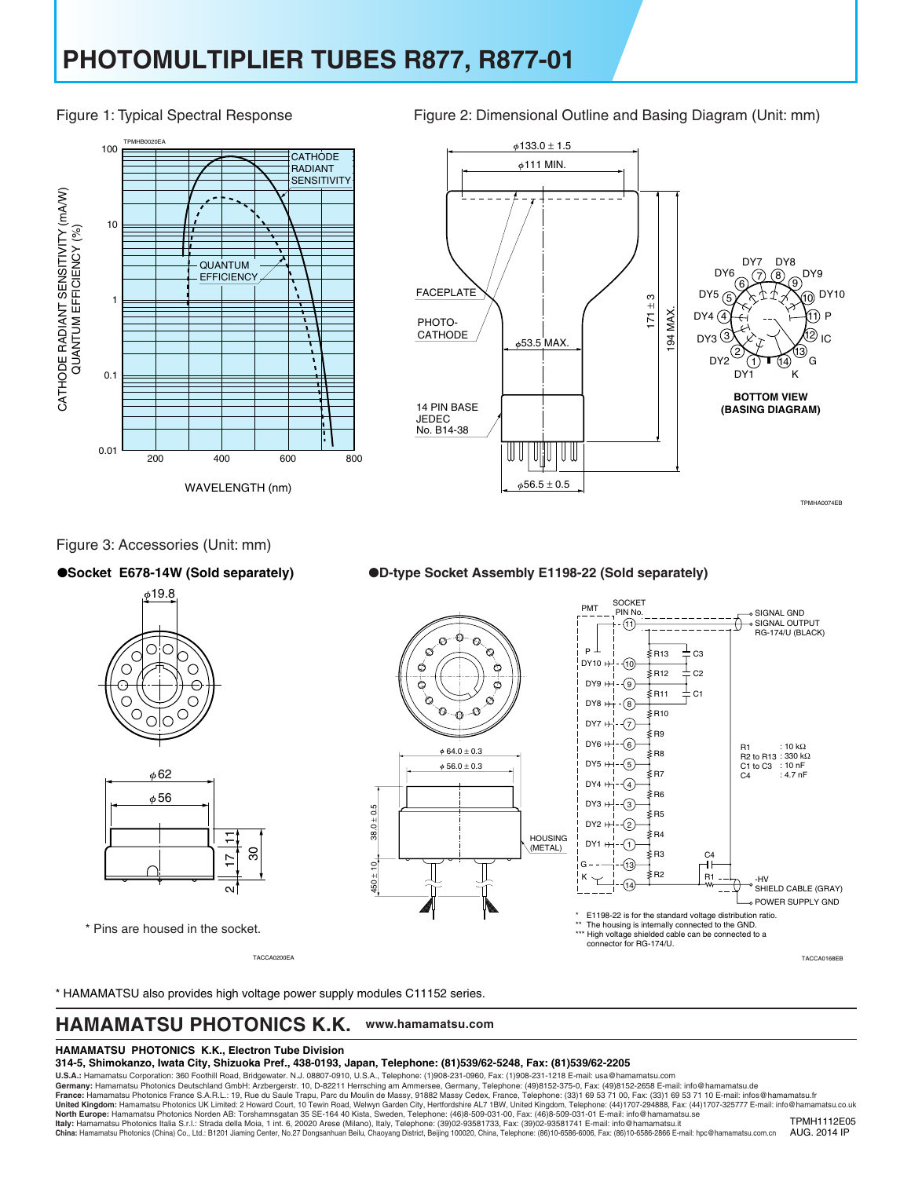# PHOTOMULTIPLIER TUBES R877, R877-01

Figure 1: Typical Spectral Response

TPMHB0020EA

CATHODE RADIANT SENSITIVITY (mA/W)
QUANTUM EFFICIENCY (%)

100
10
1
0.1
0.01

200
400
600
800

WAVELENGTH (nm)

CATHODE RADIANT SENSITIVITY

QUANTUM EFFICIENCY

Figure 2: Dimensional Outline and Basing Diagram (Unit: mm)

$\phi$133.0 ± 1.5
$\phi$111 MIN.
FACEPLATE
PHOTO-CATHODE
$\phi$53.5 MAX.
171 ± 3
194 MAX.
14 PIN BASE JEDEC No. B14-38
$\phi$56.5 ± 0.5

DY7 DY8
DY6 DY9
DY5 DY10
DY4 P
DY3 IC
DY2 G
DY1 K

BOTTOM VIEW (BASING DIAGRAM)

TPMHA0074EB

Figure 3: Accessories (Unit: mm)

●Socket E678-14W (Sold separately)

$\phi$19.8
$\phi$62
$\phi$56
11
17
30
2

\* Pins are housed in the socket.

TACCA0200EA

●D-type Socket Assembly E1198-22 (Sold separately)

$\phi$ 64.0 ± 0.3
$\phi$ 56.0 ± 0.3
38.0 ± 0.5
450 ± 10
HOUSING (METAL)

PMT
SOCKET PIN No.
P
DY10
DY9
DY8
DY7
DY6
DY5
DY4
DY3
DY2
DY1
G
K
R2 to R13, C1 to C4, R1
SIGNAL GND
SIGNAL OUTPUT RG-174/U (BLACK)
-HV SHIELD CABLE (GRAY)
POWER SUPPLY GND

R1 : 10 kΩ
R2 to R13 : 330 kΩ
C1 to C3 : 10 nF
C4 : 4.7 nF

\* E1198-22 is for the standard voltage distribution ratio.
\*\* The housing is internally connected to the GND.
\*\*\* High voltage shielded cable can be connected to a connector for RG-174/U.

TACCA0168EB

\* HAMAMATSU also provides high voltage power supply modules C11152 series.

## HAMAMATSU PHOTONICS K.K. www.hamamatsu.com

**HAMAMATSU PHOTONICS K.K., Electron Tube Division**
**314-5, Shimokanzo, Iwata City, Shizuoka Pref., 438-0193, Japan, Telephone: (81)539/62-5248, Fax: (81)539/62-2205**

**U.S.A.:** Hamamatsu Corporation: 360 Foothill Road, Bridgewater. N.J. 08807-0910, U.S.A., Telephone: (1)908-231-0960, Fax: (1)908-231-1218 E-mail: usa@hamamatsu.com
**Germany:** Hamamatsu Photonics Deutschland GmbH: Arzbergerstr. 10, D-82211 Herrsching am Ammersee, Germany, Telephone: (49)8152-375-0, Fax: (49)8152-2658 E-mail: info@hamamatsu.de
**France:** Hamamatsu Photonics France S.A.R.L.: 19, Rue du Saule Trapu, Parc du Moulin de Massy, 91882 Massy Cedex, France, Telephone: (33)1 69 53 71 00, Fax: (33)1 69 53 71 10 E-mail: infos@hamamatsu.fr
**United Kingdom:** Hamamatsu Photonics UK Limited: 2 Howard Court, 10 Tewin Road, Welwyn Garden City, Hertfordshire AL7 1BW, United Kingdom, Telephone: (44)1707-294888, Fax: (44)1707-325777 E-mail: info@hamamatsu.co.uk
**North Europe:** Hamamatsu Photonics Norden AB: Torshamnsgatan 35 SE-164 40 Kista, Sweden, Telephone: (46)8-509-031-00, Fax: (46)8-509-031-01 E-mail: info@hamamatsu.se
**Italy:** Hamamatsu Photonics Italia S.r.l.: Strada della Moia, 1 int. 6, 20020 Arese (Milano), Italy, Telephone: (39)02-93581733, Fax: (39)02-93581741 E-mail: info@hamamatsu.it
**China:** Hamamatsu Photonics (China) Co., Ltd.: B1201 Jiaming Center, No.27 Dongsanhuan Beilu, Chaoyang District, Beijing 100020, China, Telephone: (86)10-6586-6006, Fax: (86)10-6586-2866 E-mail: hpc@hamamatsu.com.cn

TPMH1112E05
AUG. 2014 IP